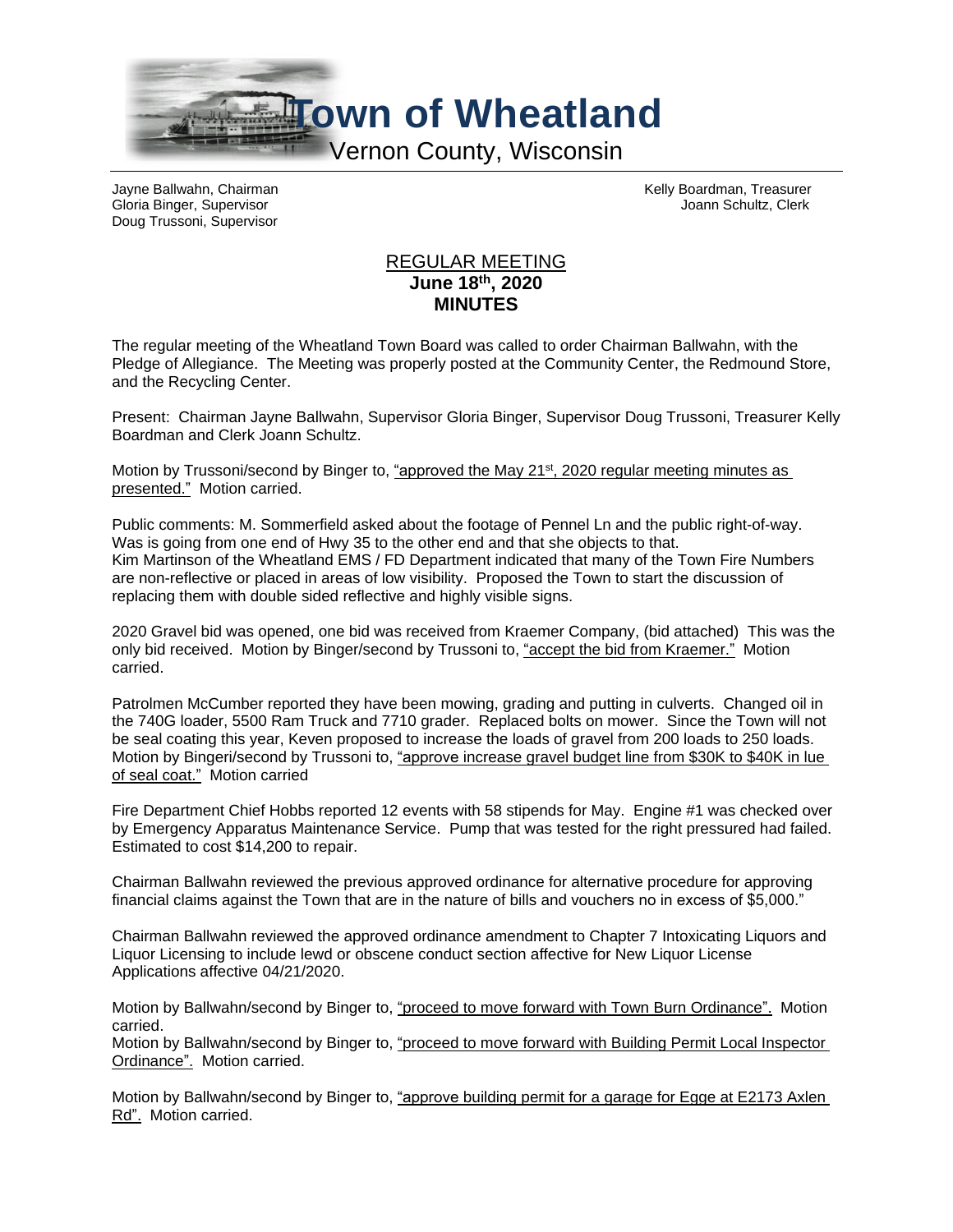# Town of Wheatland

Vernon County, Wisconsin

Jayne Ballwahn, Chairman
Gloria Binger, Supervisor
Doug Trussoni, Supervisor

Kelly Boardman, Treasurer
Joann Schultz, Clerk

## REGULAR MEETING
**June 18th, 2020**
**MINUTES**

The regular meeting of the Wheatland Town Board was called to order Chairman Ballwahn, with the Pledge of Allegiance. The Meeting was properly posted at the Community Center, the Redmound Store, and the Recycling Center.

Present: Chairman Jayne Ballwahn, Supervisor Gloria Binger, Supervisor Doug Trussoni, Treasurer Kelly Boardman and Clerk Joann Schultz.

Motion by Trussoni/second by Binger to, "approved the May 21st, 2020 regular meeting minutes as presented." Motion carried.

Public comments: M. Sommerfield asked about the footage of Pennel Ln and the public right-of-way. Was is going from one end of Hwy 35 to the other end and that she objects to that. Kim Martinson of the Wheatland EMS / FD Department indicated that many of the Town Fire Numbers are non-reflective or placed in areas of low visibility. Proposed the Town to start the discussion of replacing them with double sided reflective and highly visible signs.

2020 Gravel bid was opened, one bid was received from Kraemer Company, (bid attached) This was the only bid received. Motion by Binger/second by Trussoni to, "accept the bid from Kraemer." Motion carried.

Patrolmen McCumber reported they have been mowing, grading and putting in culverts. Changed oil in the 740G loader, 5500 Ram Truck and 7710 grader. Replaced bolts on mower. Since the Town will not be seal coating this year, Keven proposed to increase the loads of gravel from 200 loads to 250 loads. Motion by Bingeri/second by Trussoni to, "approve increase gravel budget line from $30K to $40K in lue of seal coat." Motion carried

Fire Department Chief Hobbs reported 12 events with 58 stipends for May. Engine #1 was checked over by Emergency Apparatus Maintenance Service. Pump that was tested for the right pressured had failed. Estimated to cost $14,200 to repair.

Chairman Ballwahn reviewed the previous approved ordinance for alternative procedure for approving financial claims against the Town that are in the nature of bills and vouchers no in excess of $5,000."

Chairman Ballwahn reviewed the approved ordinance amendment to Chapter 7 Intoxicating Liquors and Liquor Licensing to include lewd or obscene conduct section affective for New Liquor License Applications affective 04/21/2020.

Motion by Ballwahn/second by Binger to, "proceed to move forward with Town Burn Ordinance". Motion carried.
Motion by Ballwahn/second by Binger to, "proceed to move forward with Building Permit Local Inspector Ordinance". Motion carried.

Motion by Ballwahn/second by Binger to, "approve building permit for a garage for Egge at E2173 Axlen Rd". Motion carried.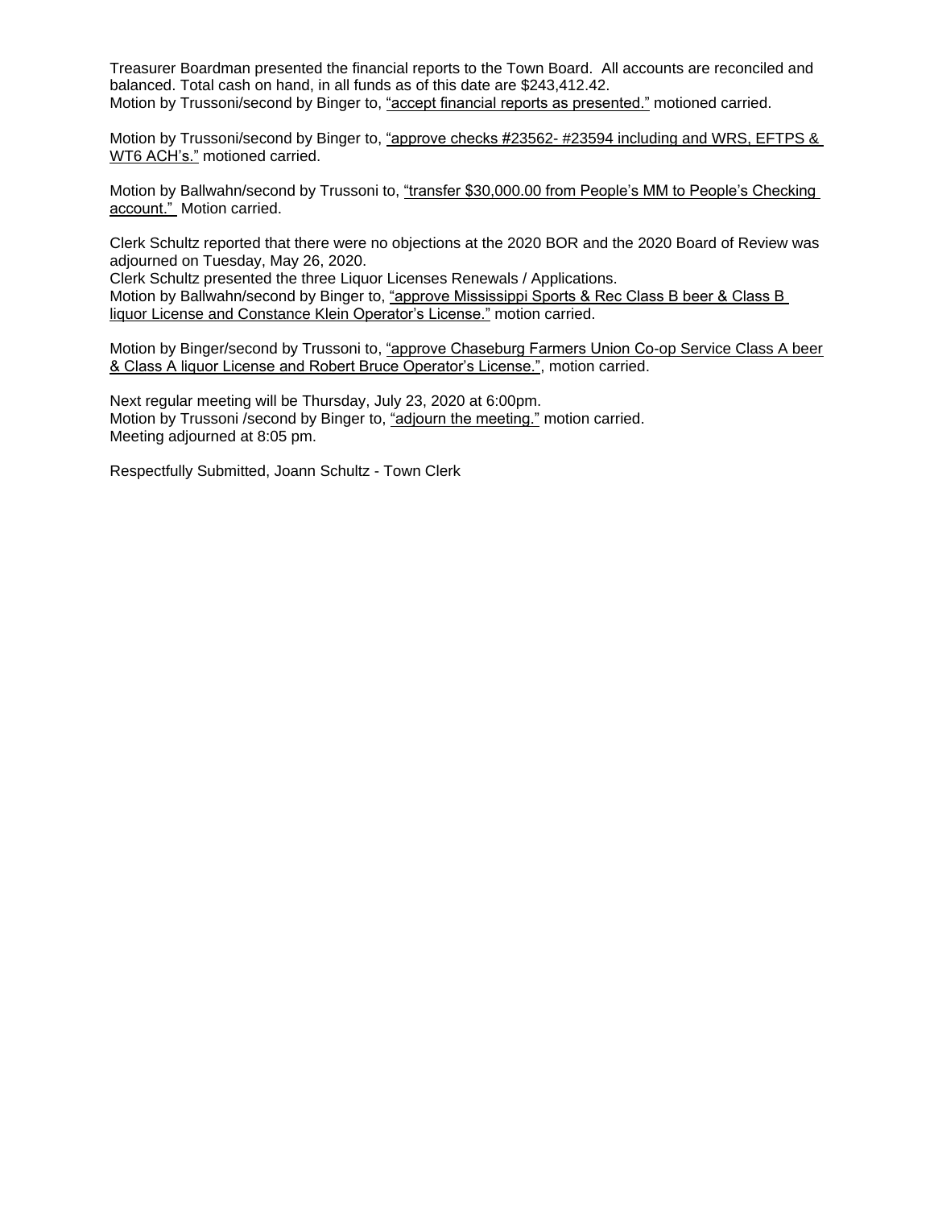Treasurer Boardman presented the financial reports to the Town Board. All accounts are reconciled and balanced. Total cash on hand, in all funds as of this date are $243,412.42.
Motion by Trussoni/second by Binger to, "accept financial reports as presented." motioned carried.

Motion by Trussoni/second by Binger to, "approve checks #23562- #23594 including and WRS, EFTPS & WT6 ACH's." motioned carried.

Motion by Ballwahn/second by Trussoni to, "transfer $30,000.00 from People's MM to People's Checking account." Motion carried.

Clerk Schultz reported that there were no objections at the 2020 BOR and the 2020 Board of Review was adjourned on Tuesday, May 26, 2020.
Clerk Schultz presented the three Liquor Licenses Renewals / Applications.
Motion by Ballwahn/second by Binger to, "approve Mississippi Sports & Rec Class B beer & Class B liquor License and Constance Klein Operator's License." motion carried.

Motion by Binger/second by Trussoni to, "approve Chaseburg Farmers Union Co-op Service Class A beer & Class A liquor License and Robert Bruce Operator's License.", motion carried.

Next regular meeting will be Thursday, July 23, 2020 at 6:00pm.
Motion by Trussoni /second by Binger to, "adjourn the meeting." motion carried.
Meeting adjourned at 8:05 pm.

Respectfully Submitted, Joann Schultz - Town Clerk